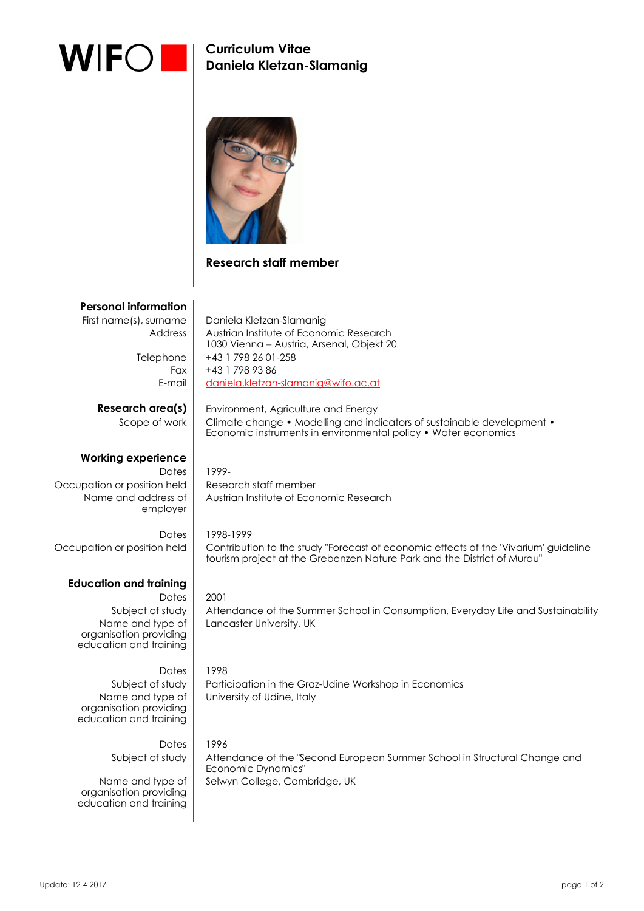WIFO

# Curriculum Vitae
# Daniela Kletzan-Slamanig

**Research staff member**

## Personal information

| | |
|---|---|
| First name(s), surname | Daniela Kletzan-Slamanig |
| Address | Austrian Institute of Economic Research<br>1030 Vienna – Austria, Arsenal, Objekt 20 |
| Telephone | +43 1 798 26 01-258 |
| Fax | +43 1 798 93 86 |
| E-mail | daniela.kletzan-slamanig@wifo.ac.at |

## Research area(s)

| | |
|---|---|
| | Environment, Agriculture and Energy |
| Scope of work | Climate change • Modelling and indicators of sustainable development • Economic instruments in environmental policy • Water economics |

## Working experience

| | |
|---|---|
| Dates | 1999- |
| Occupation or position held | Research staff member |
| Name and address of employer | Austrian Institute of Economic Research |
| | |
| Dates | 1998-1999 |
| Occupation or position held | Contribution to the study "Forecast of economic effects of the 'Vivarium' guideline tourism project at the Grebenzen Nature Park and the District of Murau" |

## Education and training

| | |
|---|---|
| Dates | 2001 |
| Subject of study | Attendance of the Summer School in Consumption, Everyday Life and Sustainability |
| Name and type of organisation providing education and training | Lancaster University, UK |
| | |
| Dates | 1998 |
| Subject of study | Participation in the Graz-Udine Workshop in Economics |
| Name and type of organisation providing education and training | University of Udine, Italy |
| | |
| Dates | 1996 |
| Subject of study | Attendance of the "Second European Summer School in Structural Change and Economic Dynamics" |
| Name and type of organisation providing education and training | Selwyn College, Cambridge, UK |

Update: 12-4-2017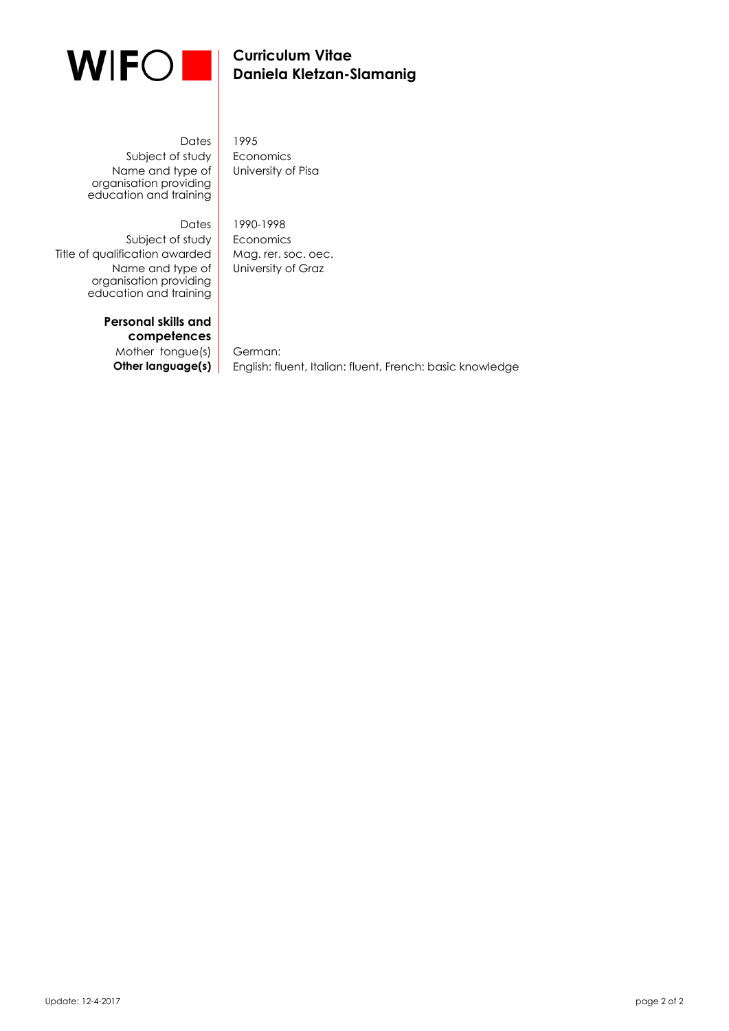# Curriculum Vitae
# Daniela Kletzan-Slamanig

| | |
|---|---|
| Dates | 1995 |
| Subject of study | Economics |
| Name and type of organisation providing education and training | University of Pisa |

| | |
|---|---|
| Dates | 1990-1998 |
| Subject of study | Economics |
| Title of qualification awarded | Mag. rer. soc. oec. |
| Name and type of organisation providing education and training | University of Graz |

**Personal skills and competences**

| | |
|---|---|
| Mother tongue(s) | German: |
| **Other language(s)** | English: fluent, Italian: fluent, French: basic knowledge |

Update: 12-4-2017